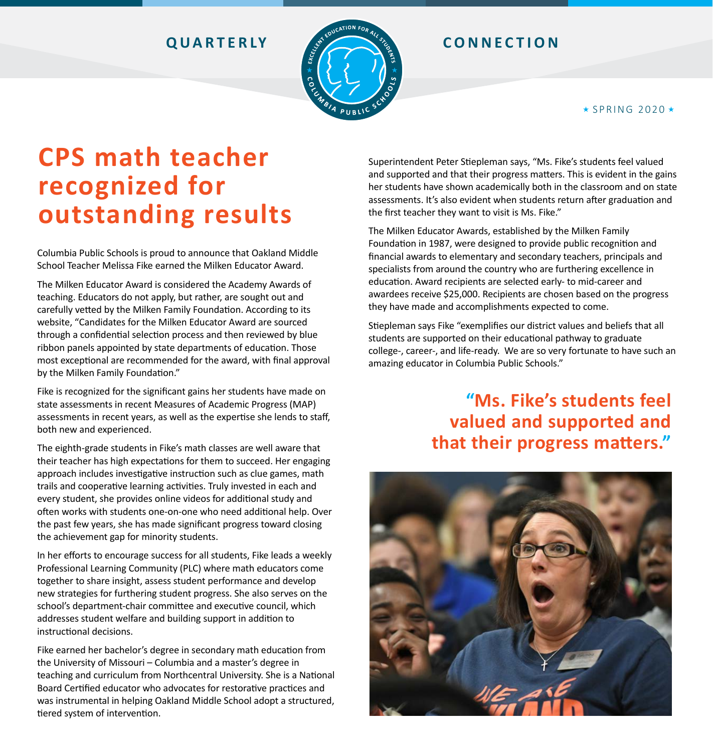QUARTERLY CONNECTION

⋆ SPRING 2020 ⋆

# CPS math teacher recognized for outstanding results

Columbia Public Schools is proud to announce that Oakland Middle School Teacher Melissa Fike earned the Milken Educator Award.

The Milken Educator Award is considered the Academy Awards of teaching. Educators do not apply, but rather, are sought out and carefully vetted by the Milken Family Foundation. According to its website, "Candidates for the Milken Educator Award are sourced through a confidential selection process and then reviewed by blue ribbon panels appointed by state departments of education. Those most exceptional are recommended for the award, with final approval by the Milken Family Foundation."

Fike is recognized for the significant gains her students have made on state assessments in recent Measures of Academic Progress (MAP) assessments in recent years, as well as the expertise she lends to staff, both new and experienced.

The eighth-grade students in Fike's math classes are well aware that their teacher has high expectations for them to succeed. Her engaging approach includes investigative instruction such as clue games, math trails and cooperative learning activities. Truly invested in each and every student, she provides online videos for additional study and often works with students one-on-one who need additional help. Over the past few years, she has made significant progress toward closing the achievement gap for minority students.

In her efforts to encourage success for all students, Fike leads a weekly Professional Learning Community (PLC) where math educators come together to share insight, assess student performance and develop new strategies for furthering student progress. She also serves on the school's department-chair committee and executive council, which addresses student welfare and building support in addition to instructional decisions.

Fike earned her bachelor's degree in secondary math education from the University of Missouri – Columbia and a master's degree in teaching and curriculum from Northcentral University. She is a National Board Certified educator who advocates for restorative practices and was instrumental in helping Oakland Middle School adopt a structured, tiered system of intervention.

Superintendent Peter Stiepleman says, "Ms. Fike's students feel valued and supported and that their progress matters. This is evident in the gains her students have shown academically both in the classroom and on state assessments. It's also evident when students return after graduation and the first teacher they want to visit is Ms. Fike."

The Milken Educator Awards, established by the Milken Family Foundation in 1987, were designed to provide public recognition and financial awards to elementary and secondary teachers, principals and specialists from around the country who are furthering excellence in education. Award recipients are selected early- to mid-career and awardees receive $25,000. Recipients are chosen based on the progress they have made and accomplishments expected to come.

Stiepleman says Fike "exemplifies our district values and beliefs that all students are supported on their educational pathway to graduate college-, career-, and life-ready. We are so very fortunate to have such an amazing educator in Columbia Public Schools."

**"Ms. Fike's students feel valued and supported and that their progress matters."**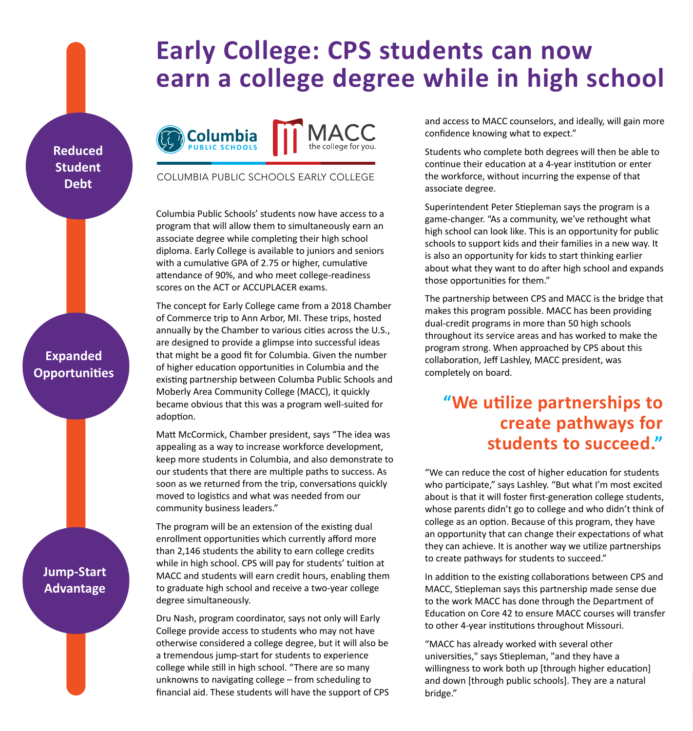# Early College: CPS students can now earn a college degree while in high school

**Reduced Student Debt**

**Expanded Opportunities**

**Jump-Start Advantage**

Columbia PUBLIC SCHOOLS

MACC the college for you.

COLUMBIA PUBLIC SCHOOLS EARLY COLLEGE

Columbia Public Schools' students now have access to a program that will allow them to simultaneously earn an associate degree while completing their high school diploma. Early College is available to juniors and seniors with a cumulative GPA of 2.75 or higher, cumulative attendance of 90%, and who meet college-readiness scores on the ACT or ACCUPLACER exams.

The concept for Early College came from a 2018 Chamber of Commerce trip to Ann Arbor, MI. These trips, hosted annually by the Chamber to various cities across the U.S., are designed to provide a glimpse into successful ideas that might be a good fit for Columbia. Given the number of higher education opportunities in Columbia and the existing partnership between Columba Public Schools and Moberly Area Community College (MACC), it quickly became obvious that this was a program well-suited for adoption.

Matt McCormick, Chamber president, says "The idea was appealing as a way to increase workforce development, keep more students in Columbia, and also demonstrate to our students that there are multiple paths to success. As soon as we returned from the trip, conversations quickly moved to logistics and what was needed from our community business leaders."

The program will be an extension of the existing dual enrollment opportunities which currently afford more than 2,146 students the ability to earn college credits while in high school. CPS will pay for students' tuition at MACC and students will earn credit hours, enabling them to graduate high school and receive a two-year college degree simultaneously.

Dru Nash, program coordinator, says not only will Early College provide access to students who may not have otherwise considered a college degree, but it will also be a tremendous jump-start for students to experience college while still in high school. "There are so many unknowns to navigating college – from scheduling to financial aid. These students will have the support of CPS and access to MACC counselors, and ideally, will gain more confidence knowing what to expect."

Students who complete both degrees will then be able to continue their education at a 4-year institution or enter the workforce, without incurring the expense of that associate degree.

Superintendent Peter Stiepleman says the program is a game-changer. "As a community, we've rethought what high school can look like. This is an opportunity for public schools to support kids and their families in a new way. It is also an opportunity for kids to start thinking earlier about what they want to do after high school and expands those opportunities for them."

The partnership between CPS and MACC is the bridge that makes this program possible. MACC has been providing dual-credit programs in more than 50 high schools throughout its service areas and has worked to make the program strong. When approached by CPS about this collaboration, Jeff Lashley, MACC president, was completely on board.

> **"We utilize partnerships to create pathways for students to succeed."**

"We can reduce the cost of higher education for students who participate," says Lashley. "But what I'm most excited about is that it will foster first-generation college students, whose parents didn't go to college and who didn't think of college as an option. Because of this program, they have an opportunity that can change their expectations of what they can achieve. It is another way we utilize partnerships to create pathways for students to succeed."

In addition to the existing collaborations between CPS and MACC, Stiepleman says this partnership made sense due to the work MACC has done through the Department of Education on Core 42 to ensure MACC courses will transfer to other 4-year institutions throughout Missouri.

"MACC has already worked with several other universities," says Stiepleman, "and they have a willingness to work both up [through higher education] and down [through public schools]. They are a natural bridge."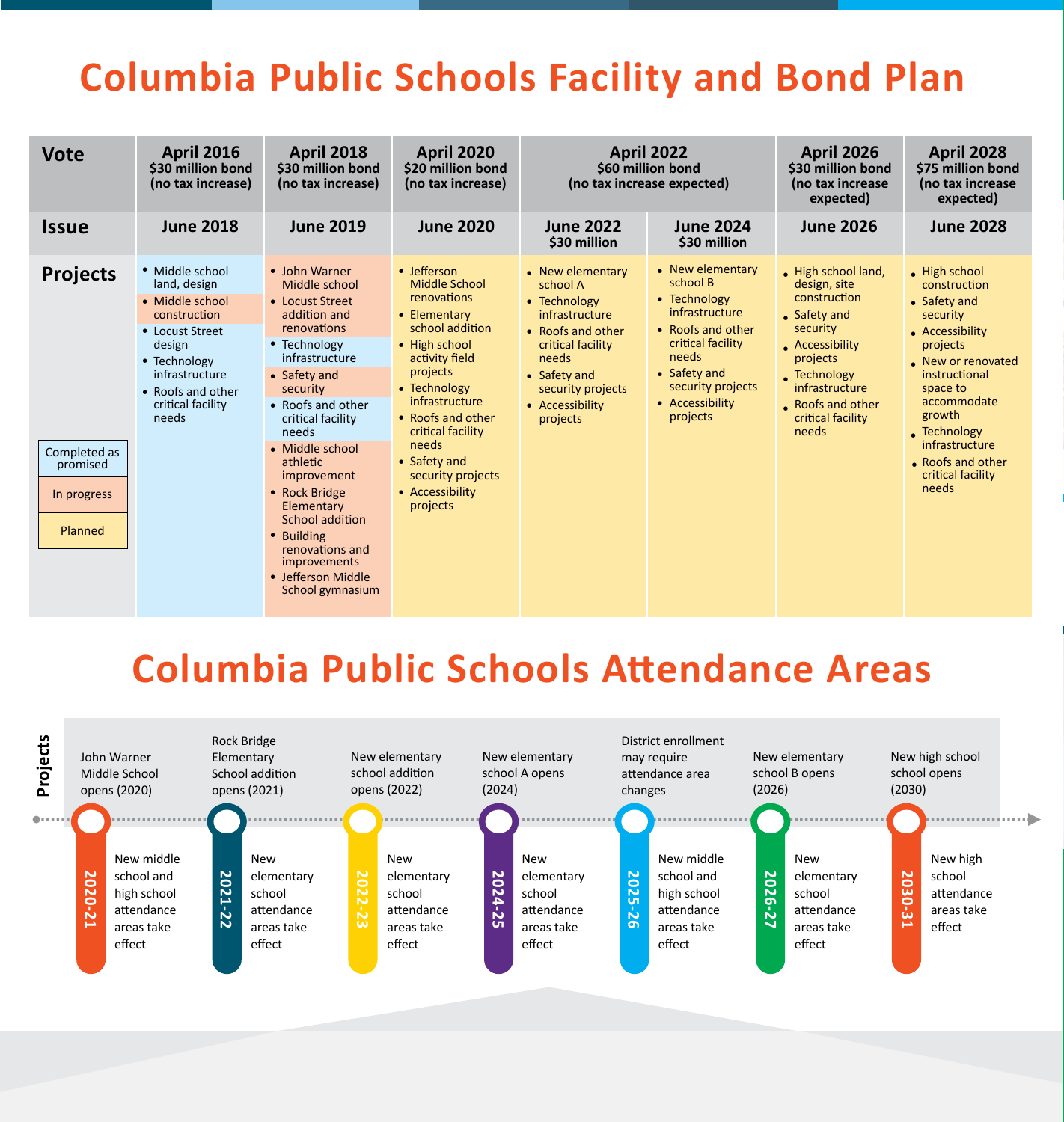# Columbia Public Schools Facility and Bond Plan

| Vote | April 2016 $30 million bond (no tax increase) | April 2018 $30 million bond (no tax increase) | April 2020 $20 million bond (no tax increase) | April 2022 $60 million bond (no tax increase expected) | | April 2026 $30 million bond (no tax increase expected) | April 2028 $75 million bond (no tax increase expected) |
|---|---|---|---|---|---|---|---|
| **Issue** | June 2018 | June 2019 | June 2020 | June 2022 $30 million | June 2024 $30 million | June 2026 | June 2028 |
| **Projects** | • Middle school land, design<br>• Middle school construction<br>• Locust Street design<br>• Technology infrastructure<br>• Roofs and other critical facility needs | • John Warner Middle school<br>• Locust Street addition and renovations<br>• Technology infrastructure<br>• Safety and security<br>• Roofs and other critical facility needs<br>• Middle school athletic improvement<br>• Rock Bridge Elementary School addition<br>• Building renovations and improvements<br>• Jefferson Middle School gymnasium | • Jefferson Middle School renovations<br>• Elementary school addition<br>• High school activity field projects<br>• Technology infrastructure<br>• Roofs and other critical facility needs<br>• Safety and security projects<br>• Accessibility projects | • New elementary school A<br>• Technology infrastructure<br>• Roofs and other critical facility needs<br>• Safety and security projects<br>• Accessibility projects | • New elementary school B<br>• Technology infrastructure<br>• Roofs and other critical facility needs<br>• Safety and security projects<br>• Accessibility projects | • High school land, design, site construction<br>• Safety and security<br>• Accessibility projects<br>• Technology infrastructure<br>• Roofs and other critical facility needs | • High school construction<br>• Safety and security<br>• Accessibility projects<br>• New or renovated instructional space to accommodate growth<br>• Technology infrastructure<br>• Roofs and other critical facility needs |

Legend: Completed as promised | In progress | Planned

# Columbia Public Schools Attendance Areas

| Year | Projects | Attendance areas |
|---|---|---|
| 2020-21 | John Warner Middle School opens (2020) | New middle school and high school attendance areas take effect |
| 2021-22 | Rock Bridge Elementary School addition opens (2021) | New elementary school attendance areas take effect |
| 2022-23 | New elementary school addition opens (2022) | New elementary school attendance areas take effect |
| 2024-25 | New elementary school A opens (2024) | New elementary school attendance areas take effect |
| 2025-26 | District enrollment may require attendance area changes | New middle school and high school attendance areas take effect |
| 2026-27 | New elementary school B opens (2026) | New elementary school attendance areas take effect |
| 2030-31 | New high school school opens (2030) | New high school attendance areas take effect |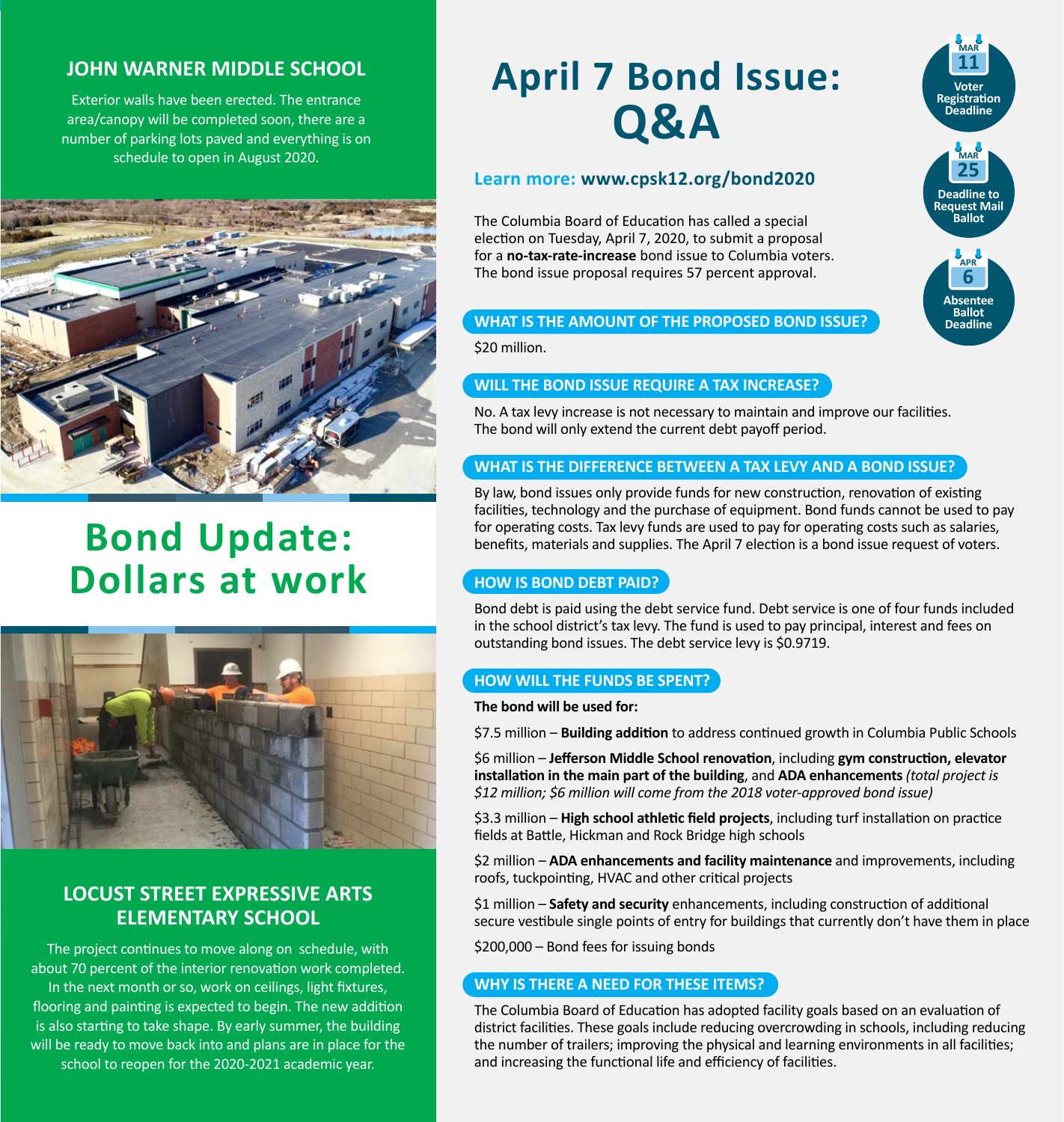## JOHN WARNER MIDDLE SCHOOL

Exterior walls have been erected. The entrance area/canopy will be completed soon, there are a number of parking lots paved and everything is on schedule to open in August 2020.

# Bond Update: Dollars at work

## LOCUST STREET EXPRESSIVE ARTS ELEMENTARY SCHOOL

The project continues to move along on schedule, with about 70 percent of the interior renovation work completed. In the next month or so, work on ceilings, light fixtures, flooring and painting is expected to begin. The new addition is also starting to take shape. By early summer, the building will be ready to move back into and plans are in place for the school to reopen for the 2020-2021 academic year.

# April 7 Bond Issue: Q&A

- **MAR 11** – Voter Registration Deadline
- **MAR 25** – Deadline to Request Mail Ballot
- **APR 6** – Absentee Ballot Deadline

**Learn more: www.cpsk12.org/bond2020**

The Columbia Board of Education has called a special election on Tuesday, April 7, 2020, to submit a proposal for a **no-tax-rate-increase** bond issue to Columbia voters. The bond issue proposal requires 57 percent approval.

### WHAT IS THE AMOUNT OF THE PROPOSED BOND ISSUE?

$20 million.

### WILL THE BOND ISSUE REQUIRE A TAX INCREASE?

No. A tax levy increase is not necessary to maintain and improve our facilities. The bond will only extend the current debt payoff period.

### WHAT IS THE DIFFERENCE BETWEEN A TAX LEVY AND A BOND ISSUE?

By law, bond issues only provide funds for new construction, renovation of existing facilities, technology and the purchase of equipment. Bond funds cannot be used to pay for operating costs. Tax levy funds are used to pay for operating costs such as salaries, benefits, materials and supplies. The April 7 election is a bond issue request of voters.

### HOW IS BOND DEBT PAID?

Bond debt is paid using the debt service fund. Debt service is one of four funds included in the school district's tax levy. The fund is used to pay principal, interest and fees on outstanding bond issues. The debt service levy is $0.9719.

### HOW WILL THE FUNDS BE SPENT?

**The bond will be used for:**

$7.5 million – **Building addition** to address continued growth in Columbia Public Schools

$6 million – **Jefferson Middle School renovation**, including **gym construction, elevator installation in the main part of the building**, and **ADA enhancements** *(total project is $12 million; $6 million will come from the 2018 voter-approved bond issue)*

$3.3 million – **High school athletic field projects**, including turf installation on practice fields at Battle, Hickman and Rock Bridge high schools

$2 million – **ADA enhancements and facility maintenance** and improvements, including roofs, tuckpointing, HVAC and other critical projects

$1 million – **Safety and security** enhancements, including construction of additional secure vestibule single points of entry for buildings that currently don't have them in place

$200,000 – Bond fees for issuing bonds

### WHY IS THERE A NEED FOR THESE ITEMS?

The Columbia Board of Education has adopted facility goals based on an evaluation of district facilities. These goals include reducing overcrowding in schools, including reducing the number of trailers; improving the physical and learning environments in all facilities; and increasing the functional life and efficiency of facilities.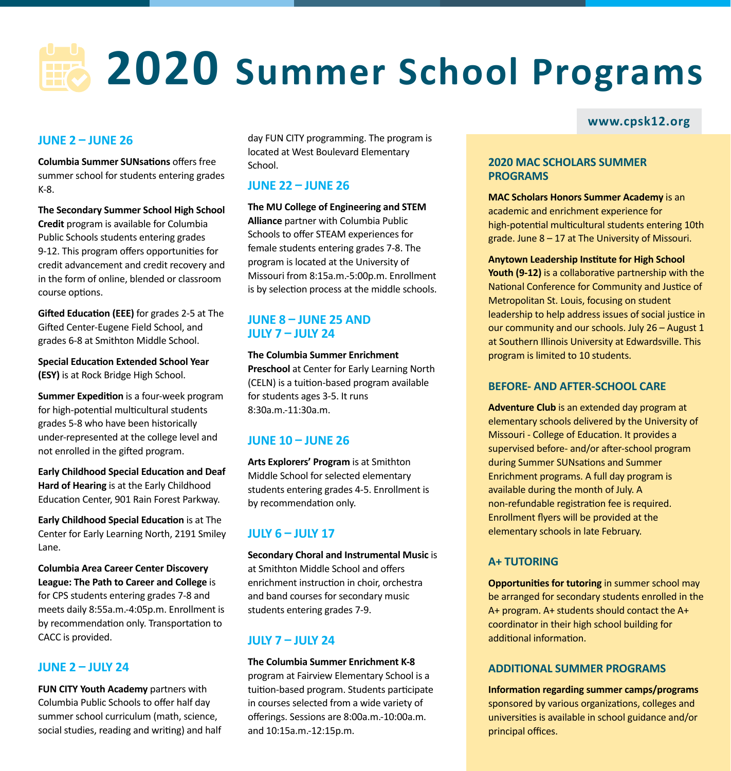# 2020 Summer School Programs

www.cpsk12.org

## JUNE 2 – JUNE 26

**Columbia Summer SUNsations** offers free summer school for students entering grades K-8.

**The Secondary Summer School High School Credit** program is available for Columbia Public Schools students entering grades 9-12. This program offers opportunities for credit advancement and credit recovery and in the form of online, blended or classroom course options.

**Gifted Education (EEE)** for grades 2-5 at The Gifted Center-Eugene Field School, and grades 6-8 at Smithton Middle School.

**Special Education Extended School Year (ESY)** is at Rock Bridge High School.

**Summer Expedition** is a four-week program for high-potential multicultural students grades 5-8 who have been historically under-represented at the college level and not enrolled in the gifted program.

**Early Childhood Special Education and Deaf Hard of Hearing** is at the Early Childhood Education Center, 901 Rain Forest Parkway.

**Early Childhood Special Education** is at The Center for Early Learning North, 2191 Smiley Lane.

**Columbia Area Career Center Discovery League: The Path to Career and College** is for CPS students entering grades 7-8 and meets daily 8:55a.m.-4:05p.m. Enrollment is by recommendation only. Transportation to CACC is provided.

## JUNE 2 – JULY 24

**FUN CITY Youth Academy** partners with Columbia Public Schools to offer half day summer school curriculum (math, science, social studies, reading and writing) and half day FUN CITY programming. The program is located at West Boulevard Elementary School.

## JUNE 22 – JUNE 26

**The MU College of Engineering and STEM Alliance** partner with Columbia Public Schools to offer STEAM experiences for female students entering grades 7-8. The program is located at the University of Missouri from 8:15a.m.-5:00p.m. Enrollment is by selection process at the middle schools.

## JUNE 8 – JUNE 25 AND JULY 7 – JULY 24

**The Columbia Summer Enrichment Preschool** at Center for Early Learning North (CELN) is a tuition-based program available for students ages 3-5. It runs 8:30a.m.-11:30a.m.

## JUNE 10 – JUNE 26

**Arts Explorers' Program** is at Smithton Middle School for selected elementary students entering grades 4-5. Enrollment is by recommendation only.

## JULY 6 – JULY 17

**Secondary Choral and Instrumental Music** is at Smithton Middle School and offers enrichment instruction in choir, orchestra and band courses for secondary music students entering grades 7-9.

## JULY 7 – JULY 24

**The Columbia Summer Enrichment K-8** program at Fairview Elementary School is a tuition-based program. Students participate in courses selected from a wide variety of offerings. Sessions are 8:00a.m.-10:00a.m. and 10:15a.m.-12:15p.m.

## 2020 MAC SCHOLARS SUMMER PROGRAMS

**MAC Scholars Honors Summer Academy** is an academic and enrichment experience for high-potential multicultural students entering 10th grade. June 8 – 17 at The University of Missouri.

**Anytown Leadership Institute for High School Youth (9-12)** is a collaborative partnership with the National Conference for Community and Justice of Metropolitan St. Louis, focusing on student leadership to help address issues of social justice in our community and our schools. July 26 – August 1 at Southern Illinois University at Edwardsville. This program is limited to 10 students.

## BEFORE- AND AFTER-SCHOOL CARE

**Adventure Club** is an extended day program at elementary schools delivered by the University of Missouri - College of Education. It provides a supervised before- and/or after-school program during Summer SUNsations and Summer Enrichment programs. A full day program is available during the month of July. A non-refundable registration fee is required. Enrollment flyers will be provided at the elementary schools in late February.

## A+ TUTORING

**Opportunities for tutoring** in summer school may be arranged for secondary students enrolled in the A+ program. A+ students should contact the A+ coordinator in their high school building for additional information.

## ADDITIONAL SUMMER PROGRAMS

**Information regarding summer camps/programs** sponsored by various organizations, colleges and universities is available in school guidance and/or principal offices.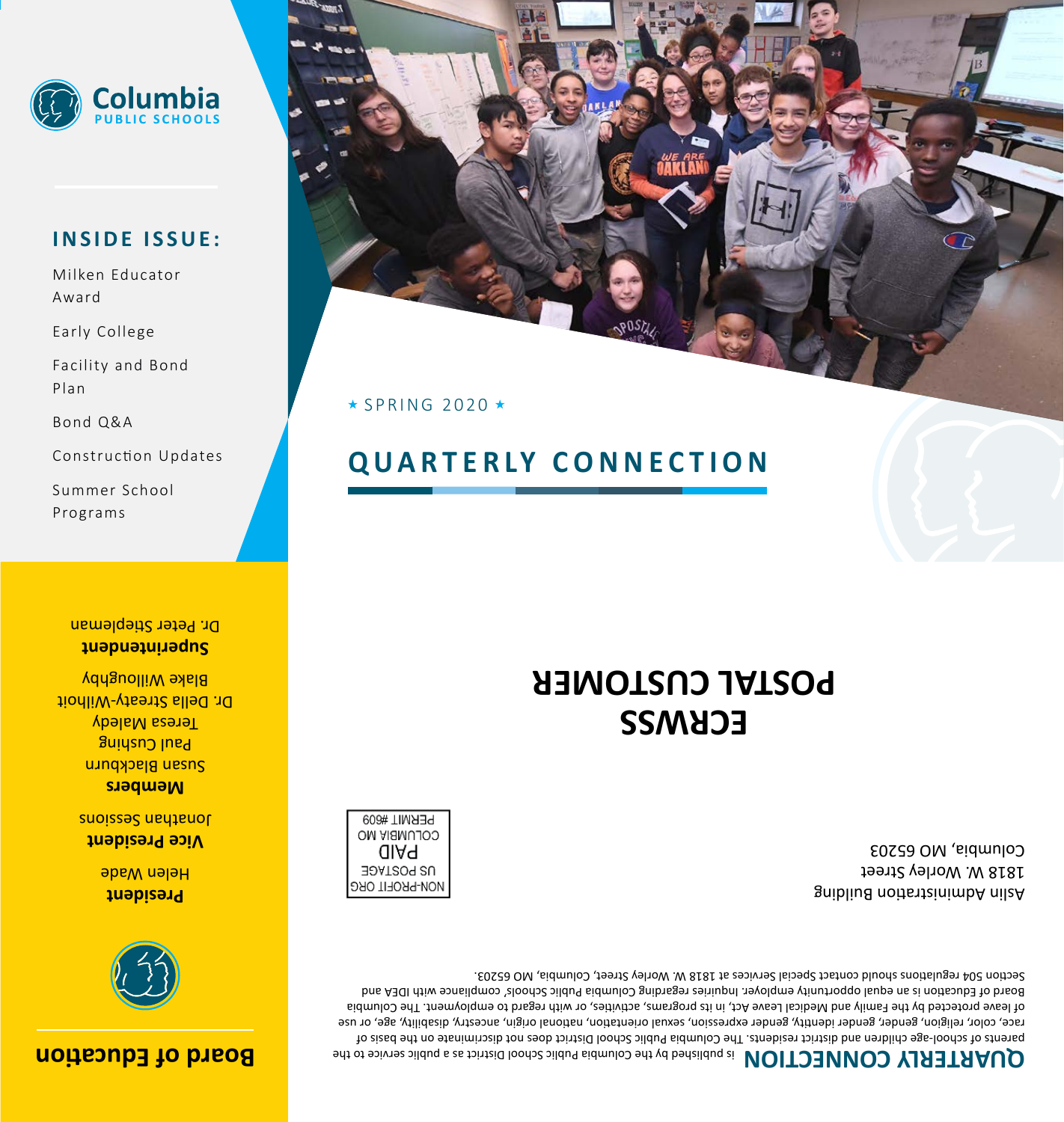Columbia
PUBLIC SCHOOLS

## INSIDE ISSUE:

Milken Educator Award

Early College

Facility and Bond Plan

Bond Q&A

Construction Updates

Summer School Programs

★ SPRING 2020 ★

# QUARTERLY CONNECTION

## Board of Education

**President**
Helen Wade

**Vice President**
Jonathan Sessions

**Members**
Susan Blackburn
Paul Cushing
Teresa Maledy
Dr. Della Streaty-Wilhoit
Blake Willoughby

**Superintendent**
Dr. Peter Stiepleman

**QUARTERLY CONNECTION** is published by the Columbia Public School District as a public service to the parents of school-age children and district residents. The Columbia Public School District does not discriminate on the basis of race, color, religion, gender, gender identity, gender expression, sexual orientation, national origin, ancestry, disability, age, or use of leave protected by the Family and Medical Leave Act, in its programs, activities, or with regard to employment. The Columbia Board of Education is an equal opportunity employer. Inquiries regarding Columbia Public Schools' compliance with IDEA and Section 504 regulations should contact Special Services at 1818 W. Worley Street, Columbia, MO 65203.

Aslin Administration Building
1818 W. Worley Street
Columbia, MO 65203

NON-PROFIT ORG
US POSTAGE
PAID
COLUMBIA MO
PERMIT #609

**ECRWSS**
**POSTAL CUSTOMER**